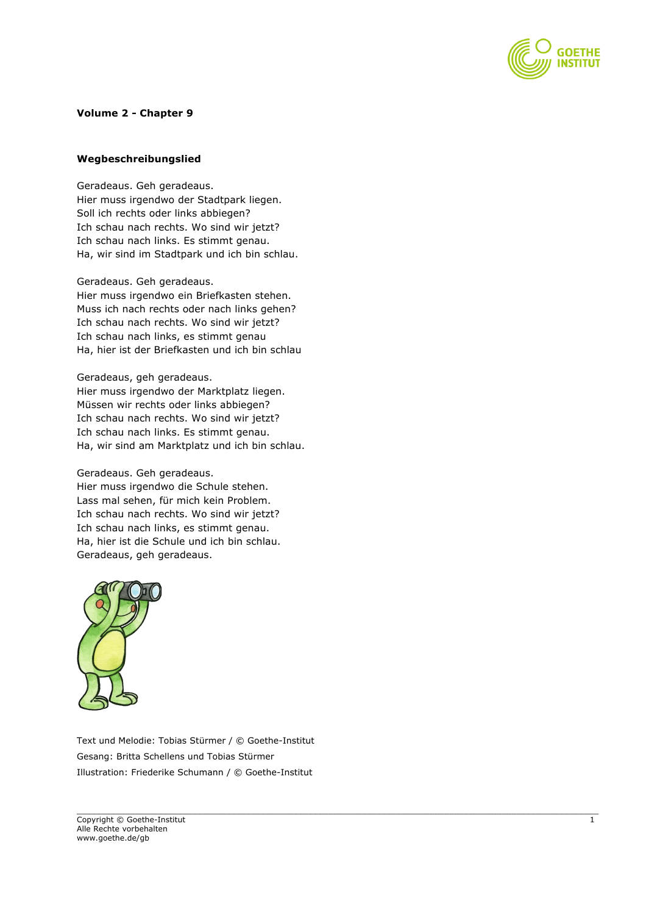**Volume 2 - Chapter 9**

**Wegbeschreibungslied**

Geradeaus. Geh geradeaus.
Hier muss irgendwo der Stadtpark liegen.
Soll ich rechts oder links abbiegen?
Ich schau nach rechts. Wo sind wir jetzt?
Ich schau nach links. Es stimmt genau.
Ha, wir sind im Stadtpark und ich bin schlau.

Geradeaus. Geh geradeaus.
Hier muss irgendwo ein Briefkasten stehen.
Muss ich nach rechts oder nach links gehen?
Ich schau nach rechts. Wo sind wir jetzt?
Ich schau nach links, es stimmt genau
Ha, hier ist der Briefkasten und ich bin schlau

Geradeaus, geh geradeaus.
Hier muss irgendwo der Marktplatz liegen.
Müssen wir rechts oder links abbiegen?
Ich schau nach rechts. Wo sind wir jetzt?
Ich schau nach links. Es stimmt genau.
Ha, wir sind am Marktplatz und ich bin schlau.

Geradeaus. Geh geradeaus.
Hier muss irgendwo die Schule stehen.
Lass mal sehen, für mich kein Problem.
Ich schau nach rechts. Wo sind wir jetzt?
Ich schau nach links, es stimmt genau.
Ha, hier ist die Schule und ich bin schlau.
Geradeaus, geh geradeaus.

Text und Melodie: Tobias Stürmer / © Goethe-Institut
Gesang: Britta Schellens und Tobias Stürmer
Illustration: Friederike Schumann / © Goethe-Institut

Copyright © Goethe-Institut
Alle Rechte vorbehalten
www.goethe.de/gb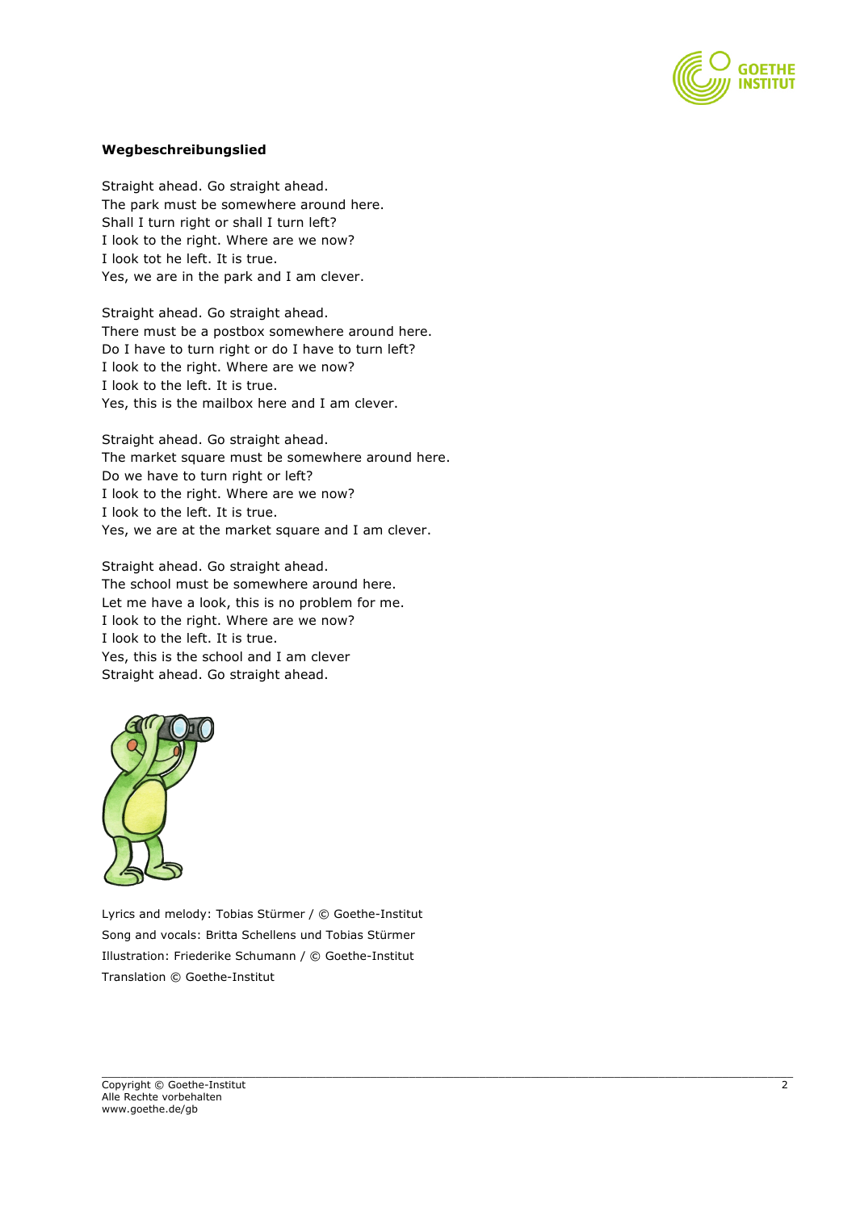**Wegbeschreibungslied**

Straight ahead. Go straight ahead.
The park must be somewhere around here.
Shall I turn right or shall I turn left?
I look to the right. Where are we now?
I look tot he left. It is true.
Yes, we are in the park and I am clever.

Straight ahead. Go straight ahead.
There must be a postbox somewhere around here.
Do I have to turn right or do I have to turn left?
I look to the right. Where are we now?
I look to the left. It is true.
Yes, this is the mailbox here and I am clever.

Straight ahead. Go straight ahead.
The market square must be somewhere around here.
Do we have to turn right or left?
I look to the right. Where are we now?
I look to the left. It is true.
Yes, we are at the market square and I am clever.

Straight ahead. Go straight ahead.
The school must be somewhere around here.
Let me have a look, this is no problem for me.
I look to the right. Where are we now?
I look to the left. It is true.
Yes, this is the school and I am clever
Straight ahead. Go straight ahead.

Lyrics and melody: Tobias Stürmer / © Goethe-Institut
Song and vocals: Britta Schellens und Tobias Stürmer
Illustration: Friederike Schumann / © Goethe-Institut
Translation © Goethe-Institut

Copyright © Goethe-Institut
Alle Rechte vorbehalten
www.goethe.de/gb